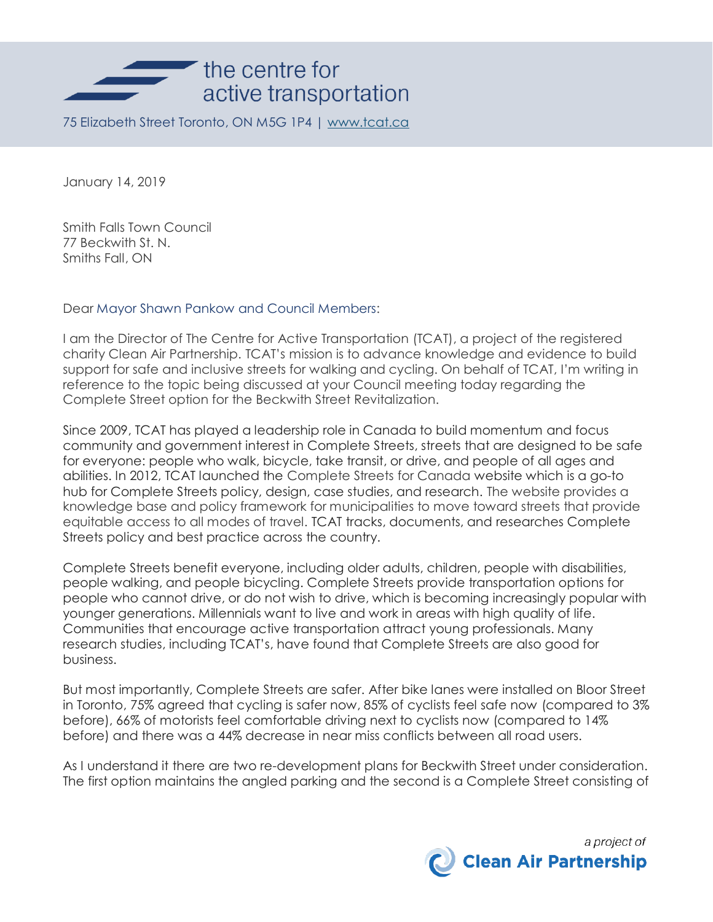the centre for active transportation

75 Elizabeth Street Toronto, ON M5G 1P4 | www.tcat.ca

January 14, 2019

Smith Falls Town Council
77 Beckwith St. N.
Smiths Fall, ON

Dear Mayor Shawn Pankow and Council Members:

I am the Director of The Centre for Active Transportation (TCAT), a project of the registered charity Clean Air Partnership. TCAT's mission is to advance knowledge and evidence to build support for safe and inclusive streets for walking and cycling. On behalf of TCAT, I'm writing in reference to the topic being discussed at your Council meeting today regarding the Complete Street option for the Beckwith Street Revitalization.

Since 2009, TCAT has played a leadership role in Canada to build momentum and focus community and government interest in Complete Streets, streets that are designed to be safe for everyone: people who walk, bicycle, take transit, or drive, and people of all ages and abilities. In 2012, TCAT launched the Complete Streets for Canada website which is a go-to hub for Complete Streets policy, design, case studies, and research. The website provides a knowledge base and policy framework for municipalities to move toward streets that provide equitable access to all modes of travel. TCAT tracks, documents, and researches Complete Streets policy and best practice across the country.

Complete Streets benefit everyone, including older adults, children, people with disabilities, people walking, and people bicycling. Complete Streets provide transportation options for people who cannot drive, or do not wish to drive, which is becoming increasingly popular with younger generations. Millennials want to live and work in areas with high quality of life. Communities that encourage active transportation attract young professionals. Many research studies, including TCAT's, have found that Complete Streets are also good for business.

But most importantly, Complete Streets are safer. After bike lanes were installed on Bloor Street in Toronto, 75% agreed that cycling is safer now, 85% of cyclists feel safe now (compared to 3% before), 66% of motorists feel comfortable driving next to cyclists now (compared to 14% before) and there was a 44% decrease in near miss conflicts between all road users.

As I understand it there are two re-development plans for Beckwith Street under consideration. The first option maintains the angled parking and the second is a Complete Street consisting of

*a project of* Clean Air Partnership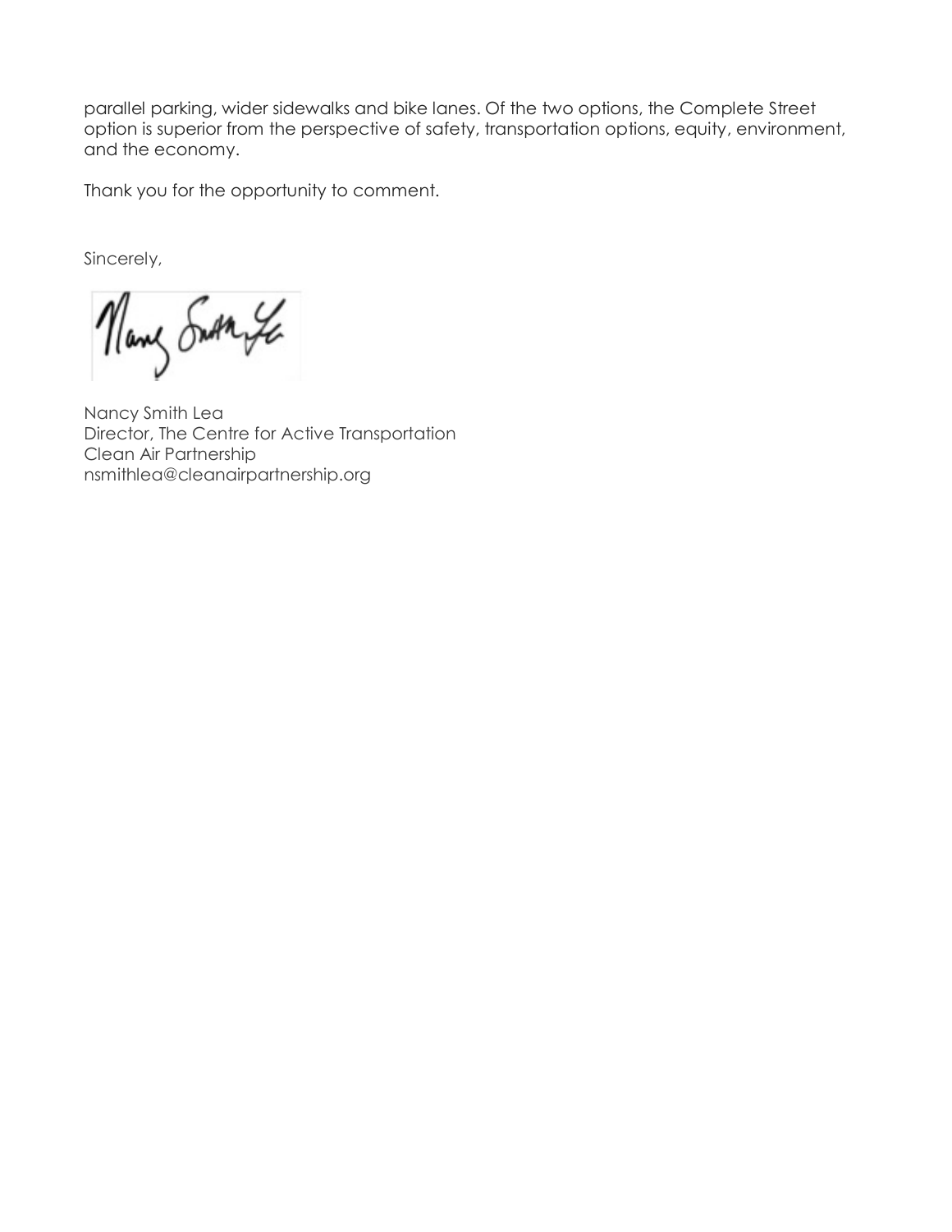parallel parking, wider sidewalks and bike lanes. Of the two options, the Complete Street option is superior from the perspective of safety, transportation options, equity, environment, and the economy.

Thank you for the opportunity to comment.

Sincerely,

Nancy Smith Lea
Director, The Centre for Active Transportation
Clean Air Partnership
nsmithlea@cleanairpartnership.org